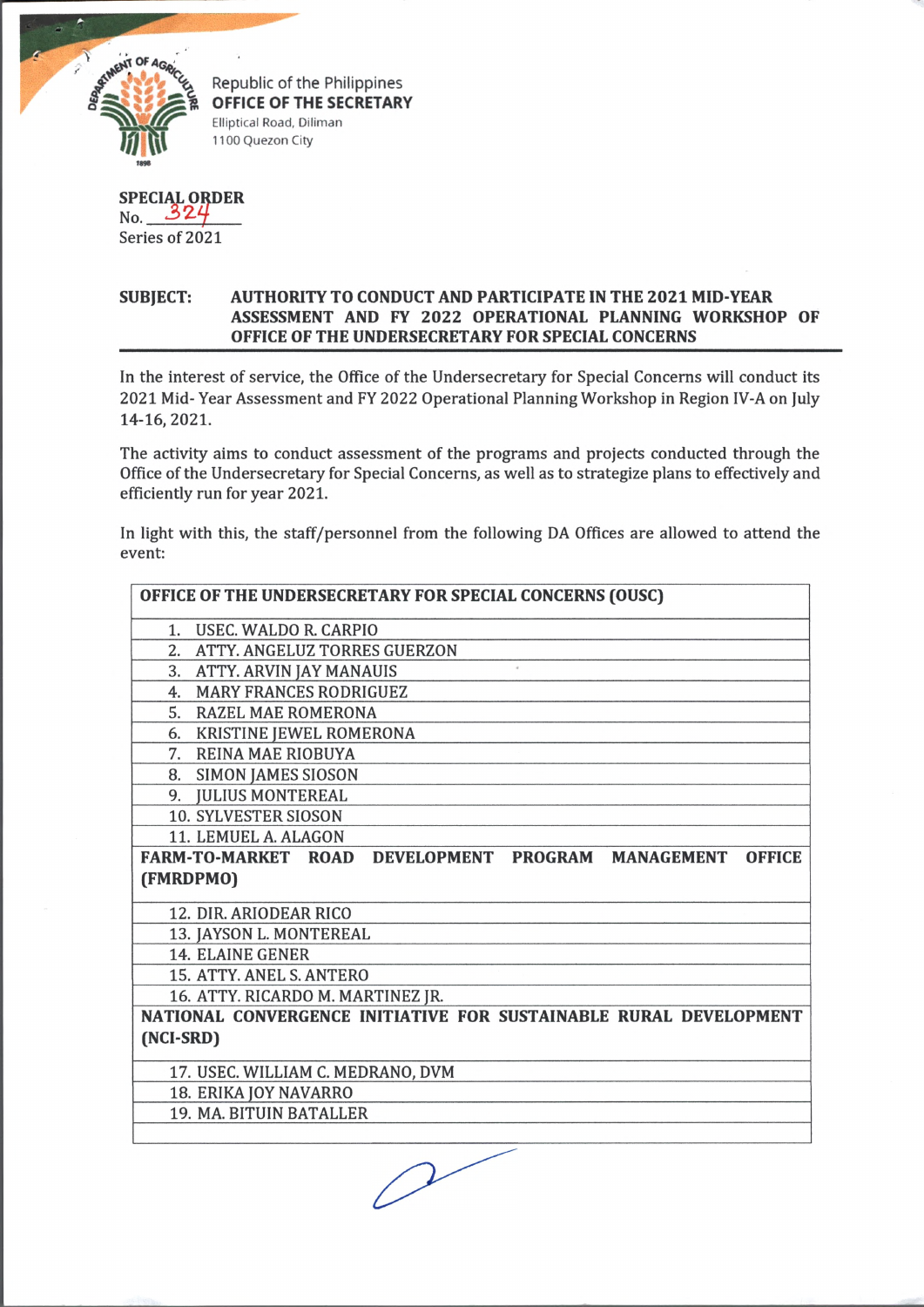Republic of the Philippines
**OFFICE OF THE SECRETARY**
Elliptical Road, Diliman
1100 Quezon City

**SPECIAL ORDER**
No. 324
Series of 2021

**SUBJECT: AUTHORITY TO CONDUCT AND PARTICIPATE IN THE 2021 MID-YEAR ASSESSMENT AND FY 2022 OPERATIONAL PLANNING WORKSHOP OF OFFICE OF THE UNDERSECRETARY FOR SPECIAL CONCERNS**

In the interest of service, the Office of the Undersecretary for Special Concerns will conduct its 2021 Mid- Year Assessment and FY 2022 Operational Planning Workshop in Region IV-A on July 14-16, 2021.

The activity aims to conduct assessment of the programs and projects conducted through the Office of the Undersecretary for Special Concerns, as well as to strategize plans to effectively and efficiently run for year 2021.

In light with this, the staff/personnel from the following DA Offices are allowed to attend the event:

| **OFFICE OF THE UNDERSECRETARY FOR SPECIAL CONCERNS (OUSC)** |
|---|
| 1. USEC. WALDO R. CARPIO |
| 2. ATTY. ANGELUZ TORRES GUERZON |
| 3. ATTY. ARVIN JAY MANAUIS |
| 4. MARY FRANCES RODRIGUEZ |
| 5. RAZEL MAE ROMERONA |
| 6. KRISTINE JEWEL ROMERONA |
| 7. REINA MAE RIOBUYA |
| 8. SIMON JAMES SIOSON |
| 9. JULIUS MONTEREAL |
| 10. SYLVESTER SIOSON |
| 11. LEMUEL A. ALAGON |
| **FARM-TO-MARKET ROAD DEVELOPMENT PROGRAM MANAGEMENT OFFICE (FMRDPMO)** |
| 12. DIR. ARIODEAR RICO |
| 13. JAYSON L. MONTEREAL |
| 14. ELAINE GENER |
| 15. ATTY. ANEL S. ANTERO |
| 16. ATTY. RICARDO M. MARTINEZ JR. |
| **NATIONAL CONVERGENCE INITIATIVE FOR SUSTAINABLE RURAL DEVELOPMENT (NCI-SRD)** |
| 17. USEC. WILLIAM C. MEDRANO, DVM |
| 18. ERIKA JOY NAVARRO |
| 19. MA. BITUIN BATALLER |
| |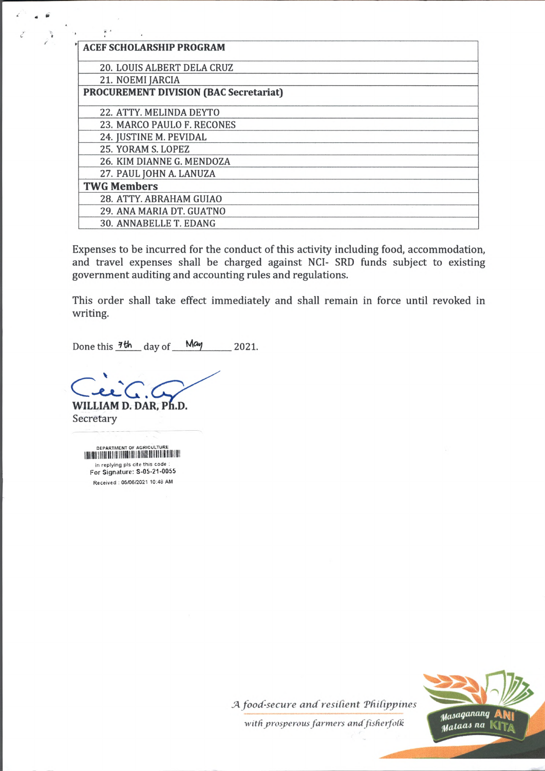| |
|---|
| **ACEF SCHOLARSHIP PROGRAM** |
| 20. LOUIS ALBERT DELA CRUZ |
| 21. NOEMI JARCIA |
| **PROCUREMENT DIVISION (BAC Secretariat)** |
| 22. ATTY. MELINDA DEYTO |
| 23. MARCO PAULO F. RECONES |
| 24. JUSTINE M. PEVIDAL |
| 25. YORAM S. LOPEZ |
| 26. KIM DIANNE G. MENDOZA |
| 27. PAUL JOHN A. LANUZA |
| **TWG Members** |
| 28. ATTY. ABRAHAM GUIAO |
| 29. ANA MARIA DT. GUATNO |
| 30. ANNABELLE T. EDANG |

Expenses to be incurred for the conduct of this activity including food, accommodation, and travel expenses shall be charged against NCI- SRD funds subject to existing government auditing and accounting rules and regulations.

This order shall take effect immediately and shall remain in force until revoked in writing.

Done this 7th day of May 2021.

**WILLIAM D. DAR, Ph.D.**
Secretary

DEPARTMENT OF AGRICULTURE
in replying pls cite this code :
For Signature: S-05-21-0055
Received : 05/06/2021 10:48 AM

*A food-secure and resilient Philippines with prosperous farmers and fisherfolk*

Masaganang ANI Mataas na KITA